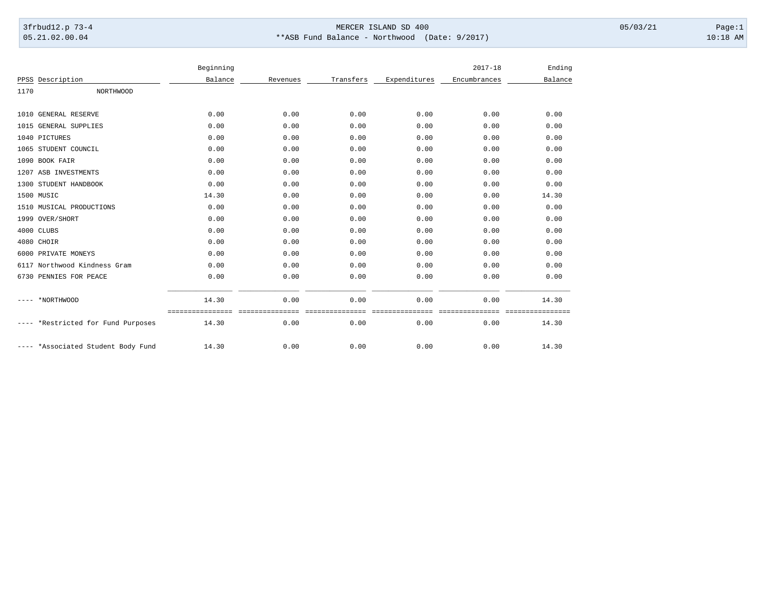MERCER ISLAND SD 400

**ASB Fund Balance - Northwood (Date: 9/2017)

| PPSS | Description | Beginning Balance | Revenues | Transfers | Expenditures | 2017-18 Encumbrances | Ending Balance |
|---|---|---|---|---|---|---|---|
| 1170 | NORTHWOOD | | | | | | |
| 1010 | GENERAL RESERVE | 0.00 | 0.00 | 0.00 | 0.00 | 0.00 | 0.00 |
| 1015 | GENERAL SUPPLIES | 0.00 | 0.00 | 0.00 | 0.00 | 0.00 | 0.00 |
| 1040 | PICTURES | 0.00 | 0.00 | 0.00 | 0.00 | 0.00 | 0.00 |
| 1065 | STUDENT COUNCIL | 0.00 | 0.00 | 0.00 | 0.00 | 0.00 | 0.00 |
| 1090 | BOOK FAIR | 0.00 | 0.00 | 0.00 | 0.00 | 0.00 | 0.00 |
| 1207 | ASB INVESTMENTS | 0.00 | 0.00 | 0.00 | 0.00 | 0.00 | 0.00 |
| 1300 | STUDENT HANDBOOK | 0.00 | 0.00 | 0.00 | 0.00 | 0.00 | 0.00 |
| 1500 | MUSIC | 14.30 | 0.00 | 0.00 | 0.00 | 0.00 | 14.30 |
| 1510 | MUSICAL PRODUCTIONS | 0.00 | 0.00 | 0.00 | 0.00 | 0.00 | 0.00 |
| 1999 | OVER/SHORT | 0.00 | 0.00 | 0.00 | 0.00 | 0.00 | 0.00 |
| 4000 | CLUBS | 0.00 | 0.00 | 0.00 | 0.00 | 0.00 | 0.00 |
| 4080 | CHOIR | 0.00 | 0.00 | 0.00 | 0.00 | 0.00 | 0.00 |
| 6000 | PRIVATE MONEYS | 0.00 | 0.00 | 0.00 | 0.00 | 0.00 | 0.00 |
| 6117 | Northwood Kindness Gram | 0.00 | 0.00 | 0.00 | 0.00 | 0.00 | 0.00 |
| 6730 | PENNIES FOR PEACE | 0.00 | 0.00 | 0.00 | 0.00 | 0.00 | 0.00 |
| ---- | *NORTHWOOD | 14.30 | 0.00 | 0.00 | 0.00 | 0.00 | 14.30 |
| ---- | *Restricted for Fund Purposes | 14.30 | 0.00 | 0.00 | 0.00 | 0.00 | 14.30 |
| ---- | *Associated Student Body Fund | 14.30 | 0.00 | 0.00 | 0.00 | 0.00 | 14.30 |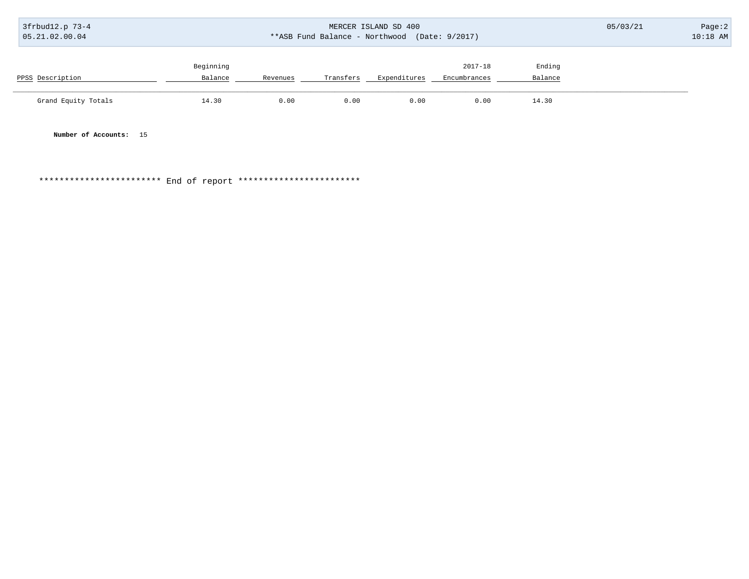| PPSS | Description | Beginning Balance | Revenues | Transfers | Expenditures | 2017-18 Encumbrances | Ending Balance |
|---|---|---|---|---|---|---|---|
| | Grand Equity Totals | 14.30 | 0.00 | 0.00 | 0.00 | 0.00 | 14.30 |

**Number of Accounts:** 15

************************ End of report ************************